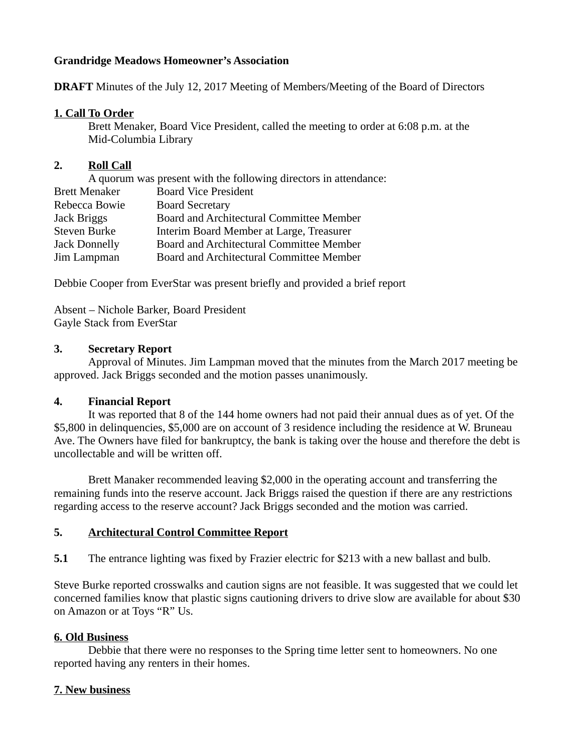**Grandridge Meadows Homeowner's Association**

**DRAFT** Minutes of the July 12, 2017 Meeting of Members/Meeting of the Board of Directors

**1. Call To Order**

Brett Menaker, Board Vice President, called the meeting to order at 6:08 p.m. at the Mid-Columbia Library

**2. Roll Call**

A quorum was present with the following directors in attendance:

| | |
|---|---|
| Brett Menaker | Board Vice President |
| Rebecca Bowie | Board Secretary |
| Jack Briggs | Board and Architectural Committee Member |
| Steven Burke | Interim Board Member at Large, Treasurer |
| Jack Donnelly | Board and Architectural Committee Member |
| Jim Lampman | Board and Architectural Committee Member |

Debbie Cooper from EverStar was present briefly and provided a brief report

Absent – Nichole Barker, Board President
Gayle Stack from EverStar

**3. Secretary Report**

Approval of Minutes. Jim Lampman moved that the minutes from the March 2017 meeting be approved. Jack Briggs seconded and the motion passes unanimously.

**4. Financial Report**

It was reported that 8 of the 144 home owners had not paid their annual dues as of yet. Of the $5,800 in delinquencies, $5,000 are on account of 3 residence including the residence at W. Bruneau Ave. The Owners have filed for bankruptcy, the bank is taking over the house and therefore the debt is uncollectable and will be written off.

Brett Manaker recommended leaving $2,000 in the operating account and transferring the remaining funds into the reserve account. Jack Briggs raised the question if there are any restrictions regarding access to the reserve account? Jack Briggs seconded and the motion was carried.

**5. Architectural Control Committee Report**

**5.1** The entrance lighting was fixed by Frazier electric for $213 with a new ballast and bulb.

Steve Burke reported crosswalks and caution signs are not feasible. It was suggested that we could let concerned families know that plastic signs cautioning drivers to drive slow are available for about $30 on Amazon or at Toys "R" Us.

**6. Old Business**

Debbie that there were no responses to the Spring time letter sent to homeowners. No one reported having any renters in their homes.

**7. New business**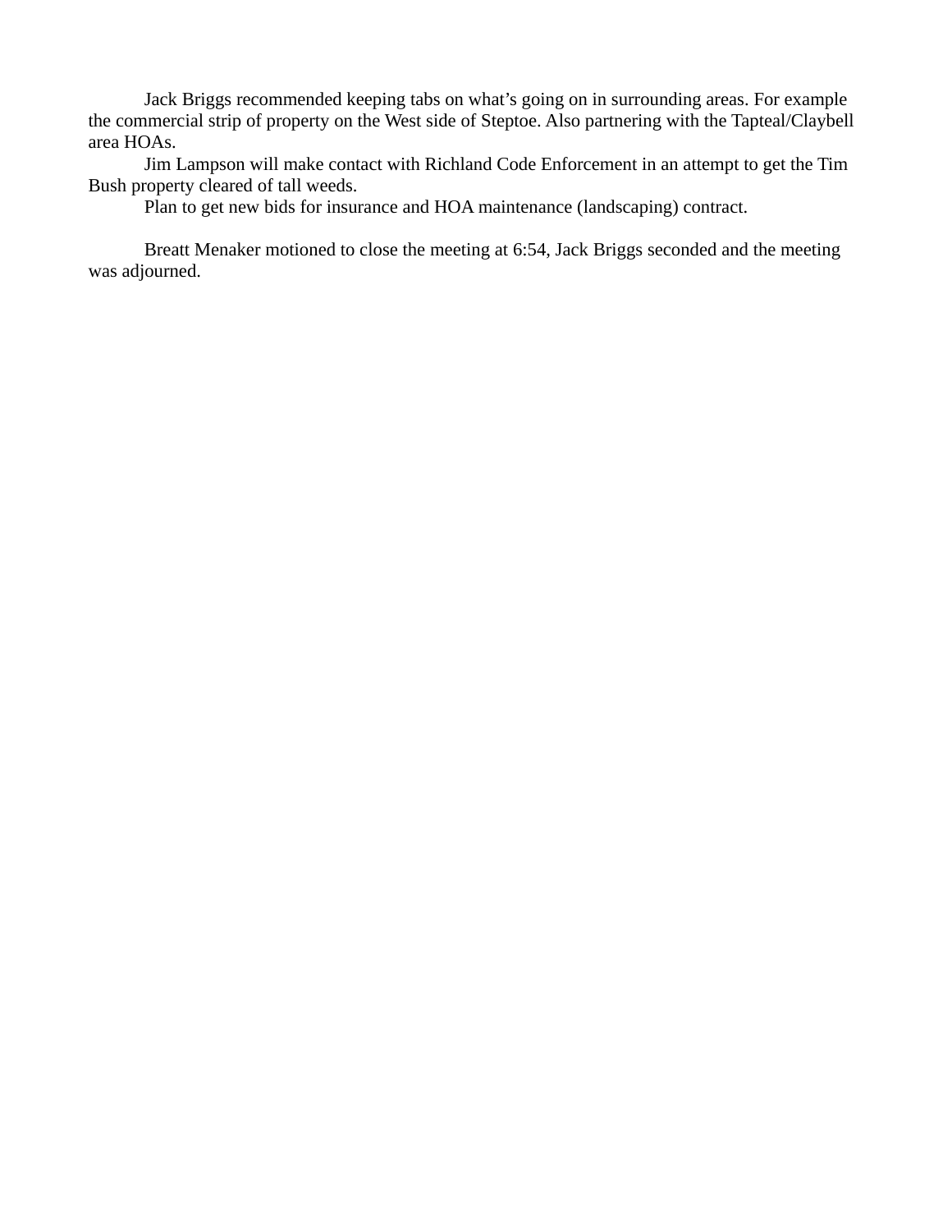Jack Briggs recommended keeping tabs on what's going on in surrounding areas. For example the commercial strip of property on the West side of Steptoe. Also partnering with the Tapteal/Claybell area HOAs.

Jim Lampson will make contact with Richland Code Enforcement in an attempt to get the Tim Bush property cleared of tall weeds.

Plan to get new bids for insurance and HOA maintenance (landscaping) contract.

Breatt Menaker motioned to close the meeting at 6:54, Jack Briggs seconded and the meeting was adjourned.